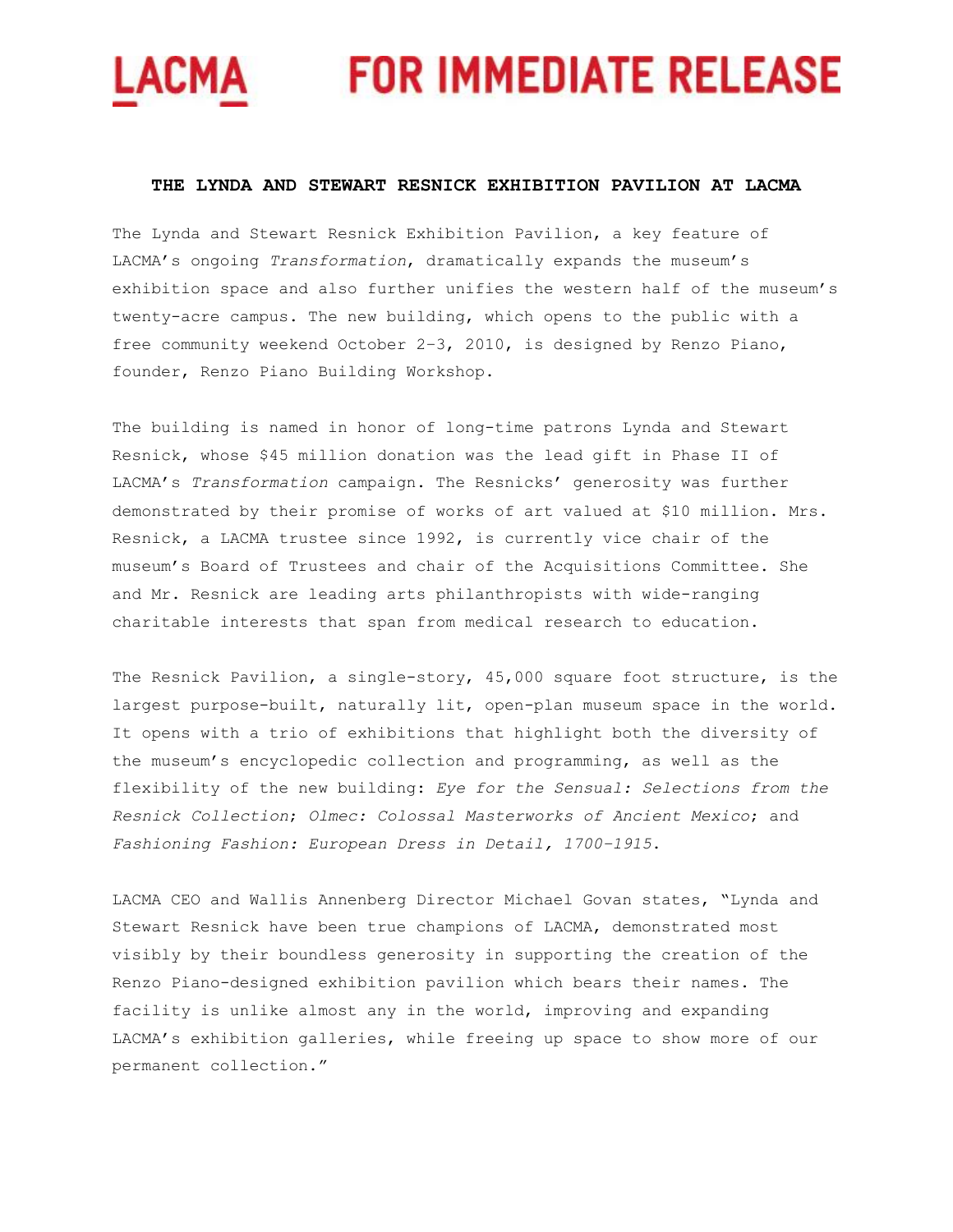LACMA **FOR IMMEDIATE RELEASE**

**THE LYNDA AND STEWART RESNICK EXHIBITION PAVILION AT LACMA**

The Lynda and Stewart Resnick Exhibition Pavilion, a key feature of LACMA's ongoing *Transformation*, dramatically expands the museum's exhibition space and also further unifies the western half of the museum's twenty-acre campus. The new building, which opens to the public with a free community weekend October 2–3, 2010, is designed by Renzo Piano, founder, Renzo Piano Building Workshop.

The building is named in honor of long-time patrons Lynda and Stewart Resnick, whose $45 million donation was the lead gift in Phase II of LACMA's *Transformation* campaign. The Resnicks' generosity was further demonstrated by their promise of works of art valued at $10 million. Mrs. Resnick, a LACMA trustee since 1992, is currently vice chair of the museum's Board of Trustees and chair of the Acquisitions Committee. She and Mr. Resnick are leading arts philanthropists with wide-ranging charitable interests that span from medical research to education.

The Resnick Pavilion, a single-story, 45,000 square foot structure, is the largest purpose-built, naturally lit, open-plan museum space in the world. It opens with a trio of exhibitions that highlight both the diversity of the museum's encyclopedic collection and programming, as well as the flexibility of the new building: *Eye for the Sensual: Selections from the Resnick Collection*; *Olmec: Colossal Masterworks of Ancient Mexico*; and *Fashioning Fashion: European Dress in Detail, 1700–1915*.

LACMA CEO and Wallis Annenberg Director Michael Govan states, "Lynda and Stewart Resnick have been true champions of LACMA, demonstrated most visibly by their boundless generosity in supporting the creation of the Renzo Piano-designed exhibition pavilion which bears their names. The facility is unlike almost any in the world, improving and expanding LACMA's exhibition galleries, while freeing up space to show more of our permanent collection."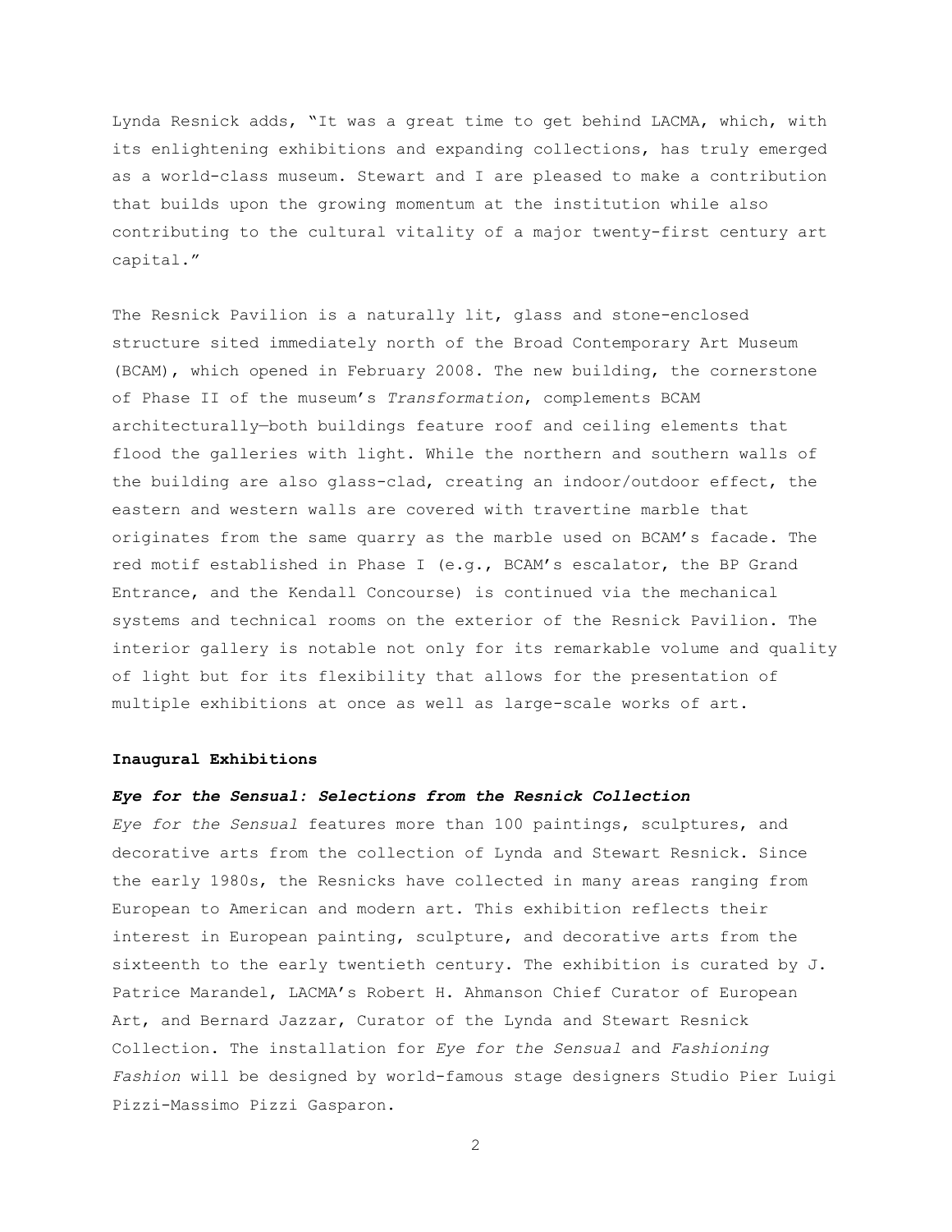Lynda Resnick adds, “It was a great time to get behind LACMA, which, with its enlightening exhibitions and expanding collections, has truly emerged as a world-class museum. Stewart and I are pleased to make a contribution that builds upon the growing momentum at the institution while also contributing to the cultural vitality of a major twenty-first century art capital.”

The Resnick Pavilion is a naturally lit, glass and stone-enclosed structure sited immediately north of the Broad Contemporary Art Museum (BCAM), which opened in February 2008. The new building, the cornerstone of Phase II of the museum’s *Transformation*, complements BCAM architecturally—both buildings feature roof and ceiling elements that flood the galleries with light. While the northern and southern walls of the building are also glass-clad, creating an indoor/outdoor effect, the eastern and western walls are covered with travertine marble that originates from the same quarry as the marble used on BCAM’s facade. The red motif established in Phase I (e.g., BCAM’s escalator, the BP Grand Entrance, and the Kendall Concourse) is continued via the mechanical systems and technical rooms on the exterior of the Resnick Pavilion. The interior gallery is notable not only for its remarkable volume and quality of light but for its flexibility that allows for the presentation of multiple exhibitions at once as well as large-scale works of art.

**Inaugural Exhibitions**

***Eye for the Sensual: Selections from the Resnick Collection***

*Eye for the Sensual* features more than 100 paintings, sculptures, and decorative arts from the collection of Lynda and Stewart Resnick. Since the early 1980s, the Resnicks have collected in many areas ranging from European to American and modern art. This exhibition reflects their interest in European painting, sculpture, and decorative arts from the sixteenth to the early twentieth century. The exhibition is curated by J. Patrice Marandel, LACMA’s Robert H. Ahmanson Chief Curator of European Art, and Bernard Jazzar, Curator of the Lynda and Stewart Resnick Collection. The installation for *Eye for the Sensual* and *Fashioning Fashion* will be designed by world-famous stage designers Studio Pier Luigi Pizzi-Massimo Pizzi Gasparon.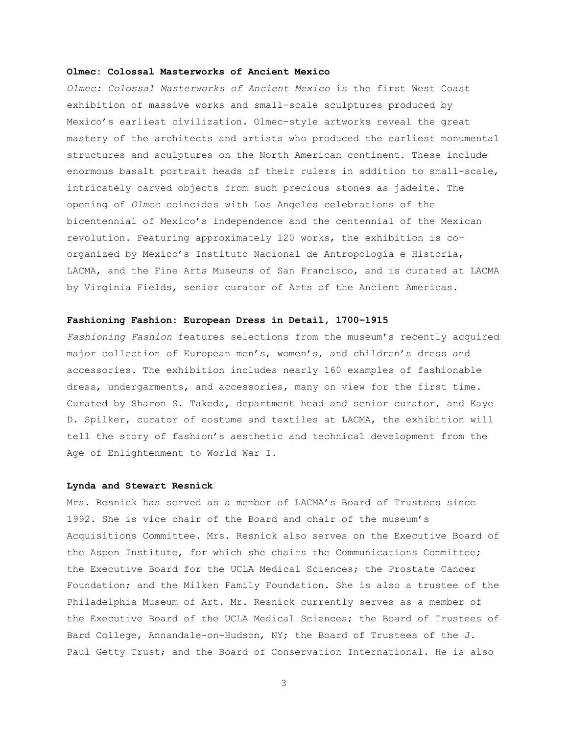**Olmec: Colossal Masterworks of Ancient Mexico**

*Olmec: Colossal Masterworks of Ancient Mexico* is the first West Coast exhibition of massive works and small-scale sculptures produced by Mexico's earliest civilization. Olmec-style artworks reveal the great mastery of the architects and artists who produced the earliest monumental structures and sculptures on the North American continent. These include enormous basalt portrait heads of their rulers in addition to small-scale, intricately carved objects from such precious stones as jadeite. The opening of *Olmec* coincides with Los Angeles celebrations of the bicentennial of Mexico's independence and the centennial of the Mexican revolution. Featuring approximately 120 works, the exhibition is co-organized by Mexico's Instituto Nacional de Antropología e Historia, LACMA, and the Fine Arts Museums of San Francisco, and is curated at LACMA by Virginia Fields, senior curator of Arts of the Ancient Americas.

**Fashioning Fashion: European Dress in Detail, 1700–1915**

*Fashioning Fashion* features selections from the museum's recently acquired major collection of European men's, women's, and children's dress and accessories. The exhibition includes nearly 160 examples of fashionable dress, undergarments, and accessories, many on view for the first time. Curated by Sharon S. Takeda, department head and senior curator, and Kaye D. Spilker, curator of costume and textiles at LACMA, the exhibition will tell the story of fashion's aesthetic and technical development from the Age of Enlightenment to World War I.

**Lynda and Stewart Resnick**

Mrs. Resnick has served as a member of LACMA's Board of Trustees since 1992. She is vice chair of the Board and chair of the museum's Acquisitions Committee. Mrs. Resnick also serves on the Executive Board of the Aspen Institute, for which she chairs the Communications Committee; the Executive Board for the UCLA Medical Sciences; the Prostate Cancer Foundation; and the Milken Family Foundation. She is also a trustee of the Philadelphia Museum of Art. Mr. Resnick currently serves as a member of the Executive Board of the UCLA Medical Sciences; the Board of Trustees of Bard College, Annandale-on-Hudson, NY; the Board of Trustees of the J. Paul Getty Trust; and the Board of Conservation International. He is also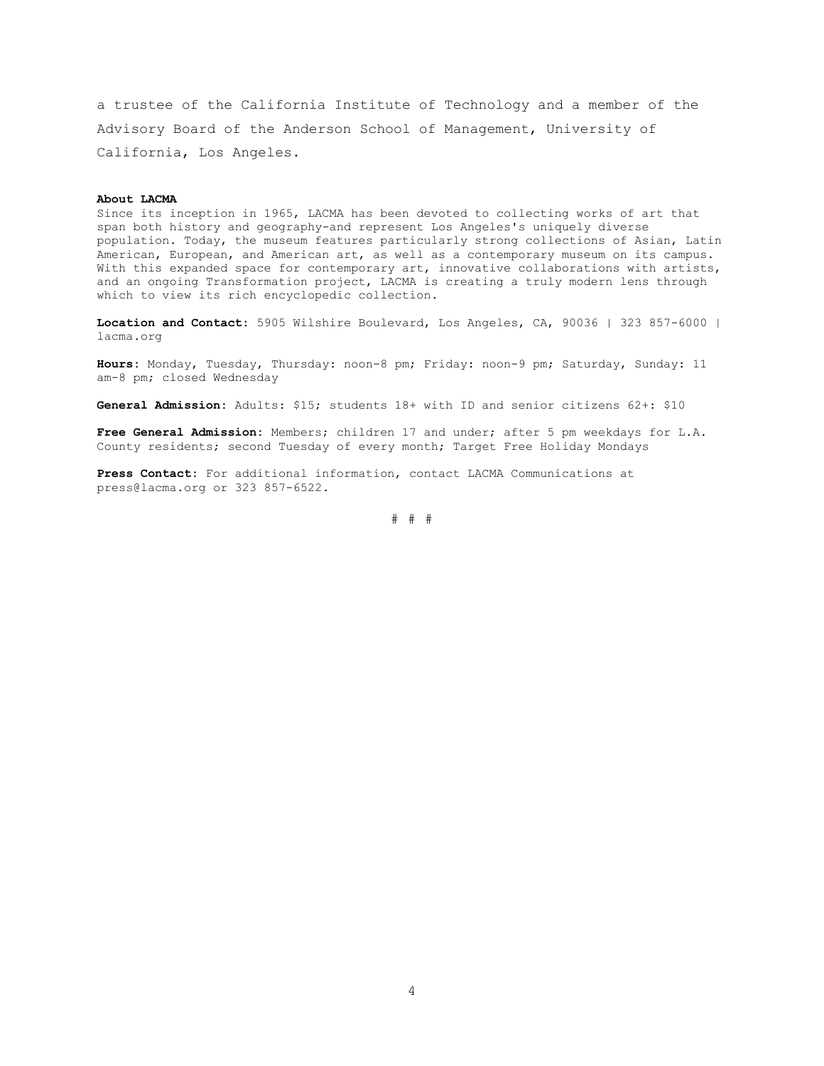a trustee of the California Institute of Technology and a member of the Advisory Board of the Anderson School of Management, University of California, Los Angeles.

**About LACMA**
Since its inception in 1965, LACMA has been devoted to collecting works of art that span both history and geography-and represent Los Angeles's uniquely diverse population. Today, the museum features particularly strong collections of Asian, Latin American, European, and American art, as well as a contemporary museum on its campus. With this expanded space for contemporary art, innovative collaborations with artists, and an ongoing Transformation project, LACMA is creating a truly modern lens through which to view its rich encyclopedic collection.

**Location and Contact**: 5905 Wilshire Boulevard, Los Angeles, CA, 90036 | 323 857-6000 | lacma.org

**Hours**: Monday, Tuesday, Thursday: noon-8 pm; Friday: noon-9 pm; Saturday, Sunday: 11 am-8 pm; closed Wednesday

**General Admission**: Adults: $15; students 18+ with ID and senior citizens 62+: $10

**Free General Admission**: Members; children 17 and under; after 5 pm weekdays for L.A. County residents; second Tuesday of every month; Target Free Holiday Mondays

**Press Contact**: For additional information, contact LACMA Communications at press@lacma.org or 323 857-6522.

# # #